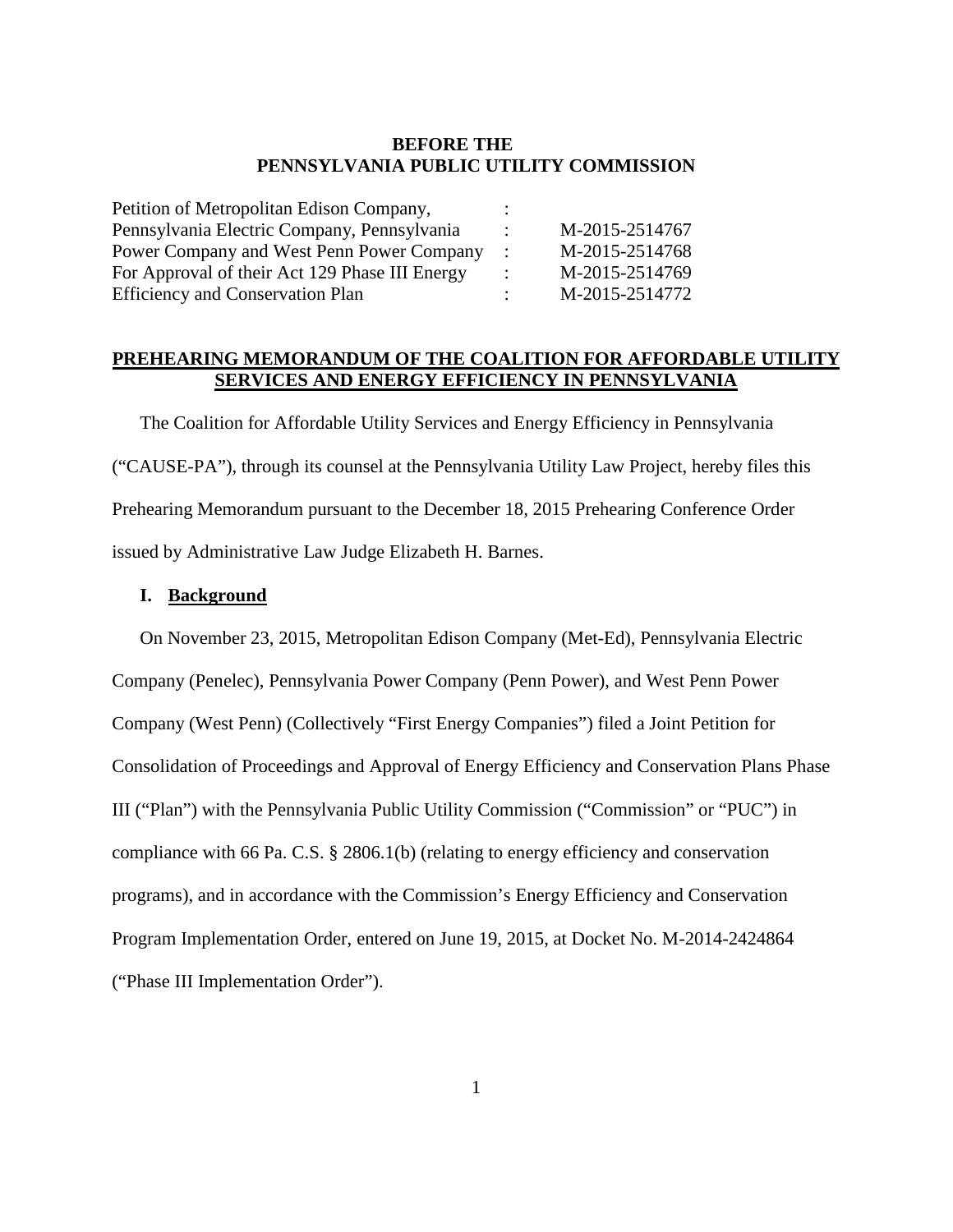**BEFORE THE**
**PENNSYLVANIA PUBLIC UTILITY COMMISSION**

| | | |
|---|---|---|
| Petition of Metropolitan Edison Company, | : | |
| Pennsylvania Electric Company, Pennsylvania | : | M-2015-2514767 |
| Power Company and West Penn Power Company | : | M-2015-2514768 |
| For Approval of their Act 129 Phase III Energy | : | M-2015-2514769 |
| Efficiency and Conservation Plan | : | M-2015-2514772 |

## PREHEARING MEMORANDUM OF THE COALITION FOR AFFORDABLE UTILITY SERVICES AND ENERGY EFFICIENCY IN PENNSYLVANIA

The Coalition for Affordable Utility Services and Energy Efficiency in Pennsylvania ("CAUSE-PA"), through its counsel at the Pennsylvania Utility Law Project, hereby files this Prehearing Memorandum pursuant to the December 18, 2015 Prehearing Conference Order issued by Administrative Law Judge Elizabeth H. Barnes.

### I. Background

On November 23, 2015, Metropolitan Edison Company (Met-Ed), Pennsylvania Electric Company (Penelec), Pennsylvania Power Company (Penn Power), and West Penn Power Company (West Penn) (Collectively "First Energy Companies") filed a Joint Petition for Consolidation of Proceedings and Approval of Energy Efficiency and Conservation Plans Phase III ("Plan") with the Pennsylvania Public Utility Commission ("Commission" or "PUC") in compliance with 66 Pa. C.S. § 2806.1(b) (relating to energy efficiency and conservation programs), and in accordance with the Commission's Energy Efficiency and Conservation Program Implementation Order, entered on June 19, 2015, at Docket No. M-2014-2424864 ("Phase III Implementation Order").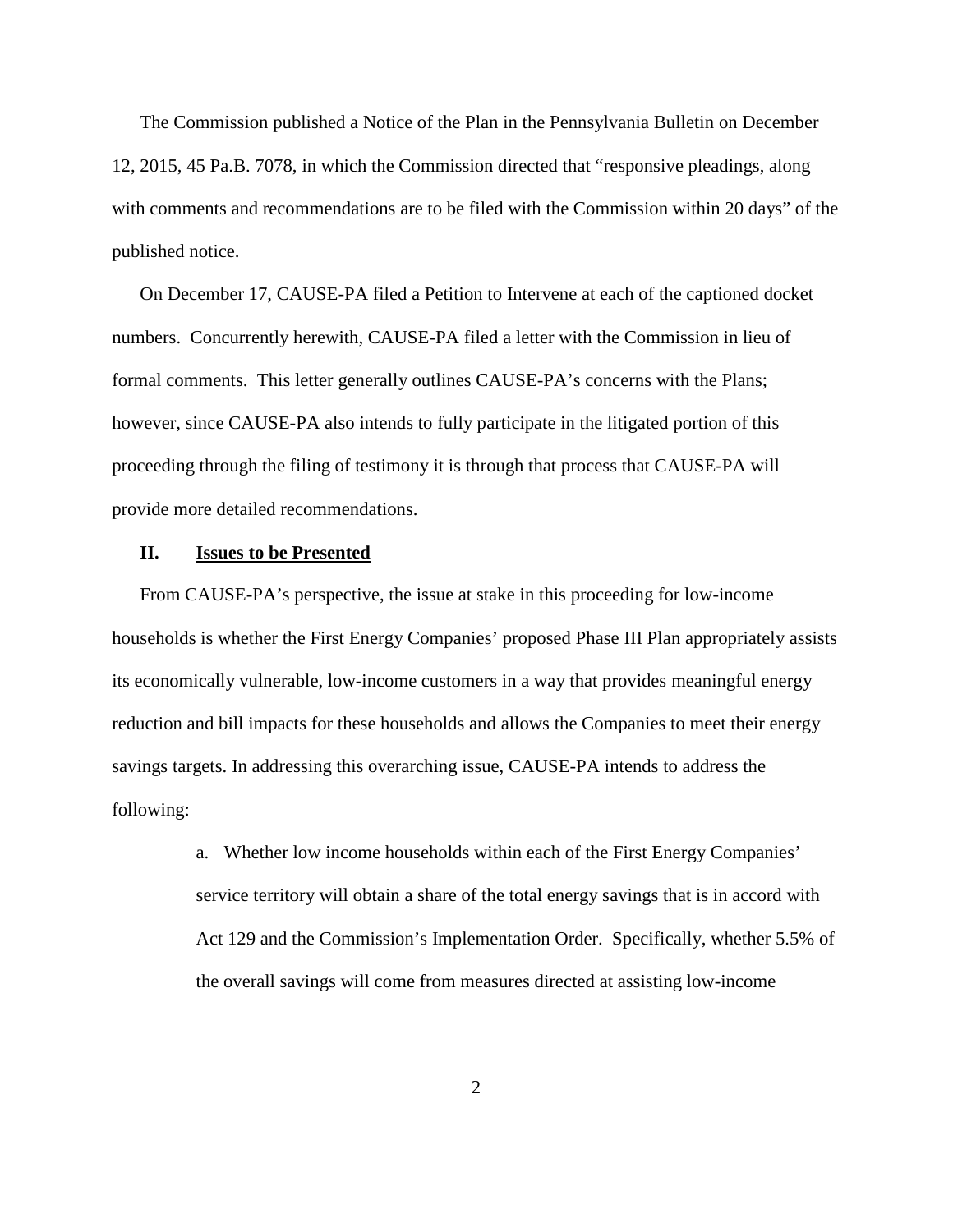The Commission published a Notice of the Plan in the Pennsylvania Bulletin on December 12, 2015, 45 Pa.B. 7078, in which the Commission directed that "responsive pleadings, along with comments and recommendations are to be filed with the Commission within 20 days" of the published notice.

On December 17, CAUSE-PA filed a Petition to Intervene at each of the captioned docket numbers. Concurrently herewith, CAUSE-PA filed a letter with the Commission in lieu of formal comments. This letter generally outlines CAUSE-PA's concerns with the Plans; however, since CAUSE-PA also intends to fully participate in the litigated portion of this proceeding through the filing of testimony it is through that process that CAUSE-PA will provide more detailed recommendations.

## II. Issues to be Presented

From CAUSE-PA's perspective, the issue at stake in this proceeding for low-income households is whether the First Energy Companies' proposed Phase III Plan appropriately assists its economically vulnerable, low-income customers in a way that provides meaningful energy reduction and bill impacts for these households and allows the Companies to meet their energy savings targets. In addressing this overarching issue, CAUSE-PA intends to address the following:

> a. Whether low income households within each of the First Energy Companies' service territory will obtain a share of the total energy savings that is in accord with Act 129 and the Commission's Implementation Order. Specifically, whether 5.5% of the overall savings will come from measures directed at assisting low-income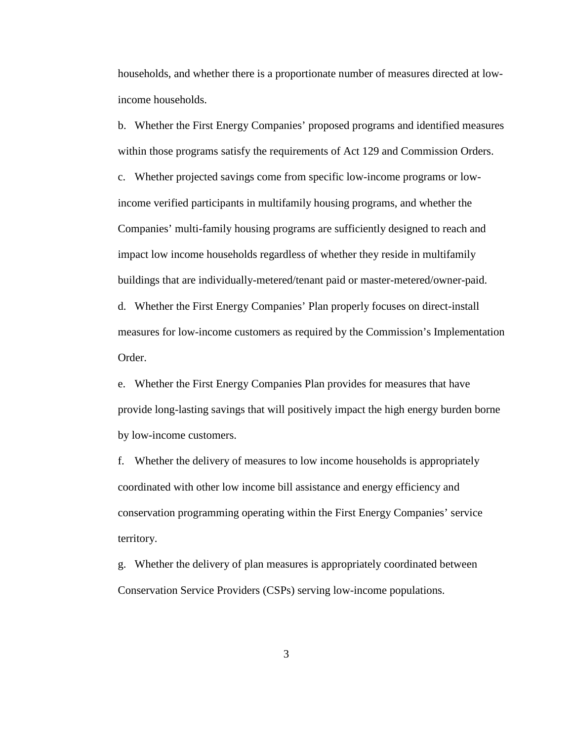households, and whether there is a proportionate number of measures directed at low-income households.

b. Whether the First Energy Companies' proposed programs and identified measures within those programs satisfy the requirements of Act 129 and Commission Orders.

c. Whether projected savings come from specific low-income programs or low-income verified participants in multifamily housing programs, and whether the Companies' multi-family housing programs are sufficiently designed to reach and impact low income households regardless of whether they reside in multifamily buildings that are individually-metered/tenant paid or master-metered/owner-paid.

d. Whether the First Energy Companies' Plan properly focuses on direct-install measures for low-income customers as required by the Commission's Implementation Order.

e. Whether the First Energy Companies Plan provides for measures that have provide long-lasting savings that will positively impact the high energy burden borne by low-income customers.

f. Whether the delivery of measures to low income households is appropriately coordinated with other low income bill assistance and energy efficiency and conservation programming operating within the First Energy Companies' service territory.

g. Whether the delivery of plan measures is appropriately coordinated between Conservation Service Providers (CSPs) serving low-income populations.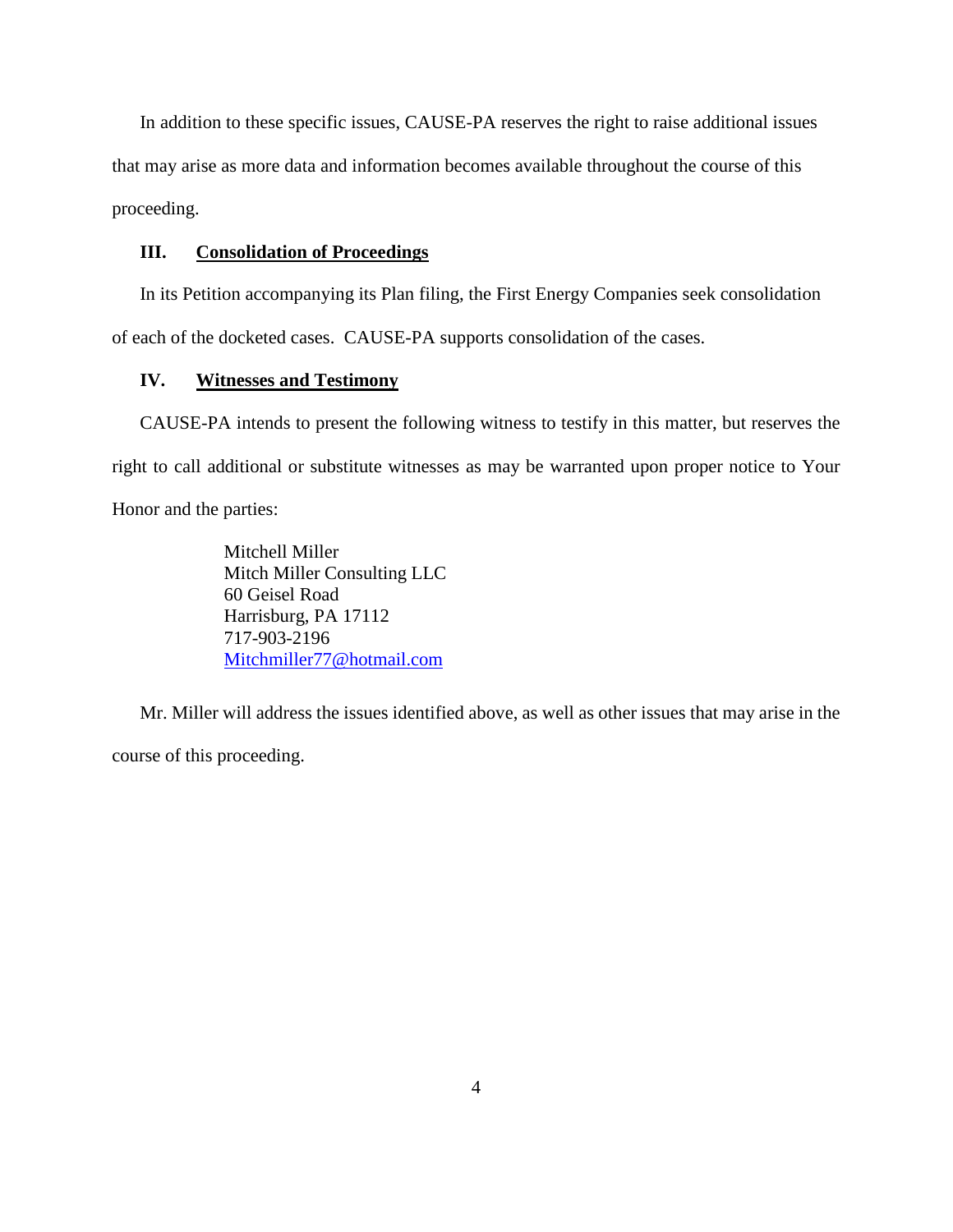In addition to these specific issues, CAUSE-PA reserves the right to raise additional issues that may arise as more data and information becomes available throughout the course of this proceeding.

### III. Consolidation of Proceedings

In its Petition accompanying its Plan filing, the First Energy Companies seek consolidation of each of the docketed cases. CAUSE-PA supports consolidation of the cases.

### IV. Witnesses and Testimony

CAUSE-PA intends to present the following witness to testify in this matter, but reserves the right to call additional or substitute witnesses as may be warranted upon proper notice to Your Honor and the parties:

> Mitchell Miller  
> Mitch Miller Consulting LLC  
> 60 Geisel Road  
> Harrisburg, PA 17112  
> 717-903-2196  
> Mitchmiller77@hotmail.com

Mr. Miller will address the issues identified above, as well as other issues that may arise in the course of this proceeding.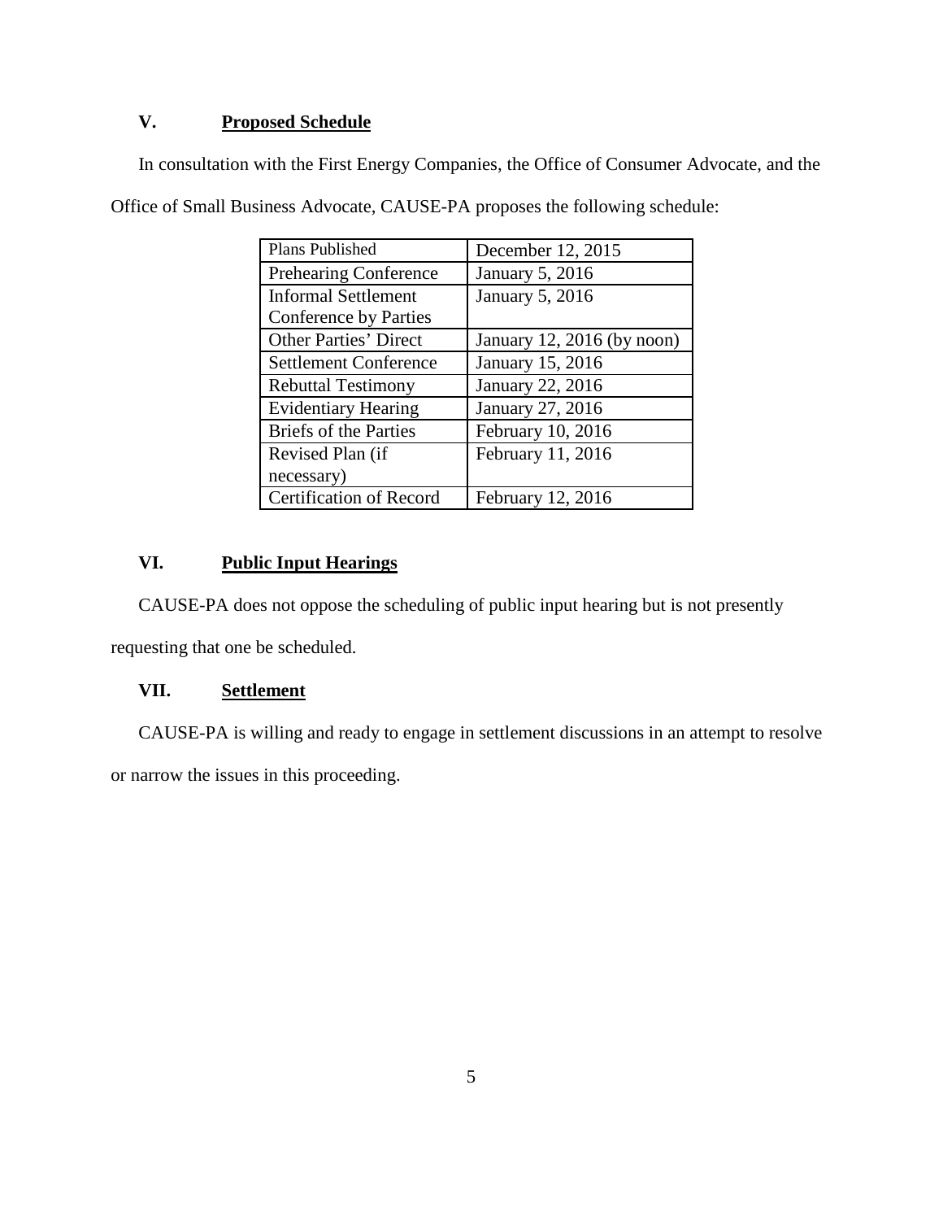## V. **Proposed Schedule**

In consultation with the First Energy Companies, the Office of Consumer Advocate, and the Office of Small Business Advocate, CAUSE-PA proposes the following schedule:

| Plans Published | December 12, 2015 |
| --- | --- |
| Prehearing Conference | January 5, 2016 |
| Informal Settlement Conference by Parties | January 5, 2016 |
| Other Parties' Direct | January 12, 2016 (by noon) |
| Settlement Conference | January 15, 2016 |
| Rebuttal Testimony | January 22, 2016 |
| Evidentiary Hearing | January 27, 2016 |
| Briefs of the Parties | February 10, 2016 |
| Revised Plan (if necessary) | February 11, 2016 |
| Certification of Record | February 12, 2016 |

## VI. **Public Input Hearings**

CAUSE-PA does not oppose the scheduling of public input hearing but is not presently requesting that one be scheduled.

## VII. **Settlement**

CAUSE-PA is willing and ready to engage in settlement discussions in an attempt to resolve or narrow the issues in this proceeding.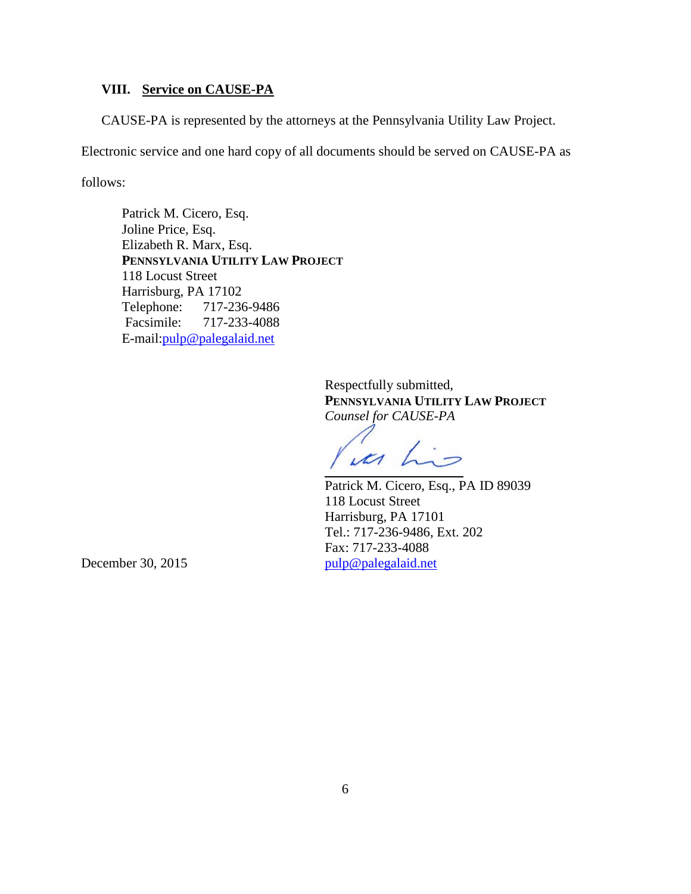## VIII. Service on CAUSE-PA

CAUSE-PA is represented by the attorneys at the Pennsylvania Utility Law Project. Electronic service and one hard copy of all documents should be served on CAUSE-PA as follows:

Patrick M. Cicero, Esq.
Joline Price, Esq.
Elizabeth R. Marx, Esq.
**PENNSYLVANIA UTILITY LAW PROJECT**
118 Locust Street
Harrisburg, PA 17102
Telephone: 717-236-9486
Facsimile: 717-233-4088
E-mail: pulp@palegalaid.net

Respectfully submitted,
**PENNSYLVANIA UTILITY LAW PROJECT**
*Counsel for CAUSE-PA*

Patrick M. Cicero, Esq., PA ID 89039
118 Locust Street
Harrisburg, PA 17101
Tel.: 717-236-9486, Ext. 202
Fax: 717-233-4088
pulp@palegalaid.net

December 30, 2015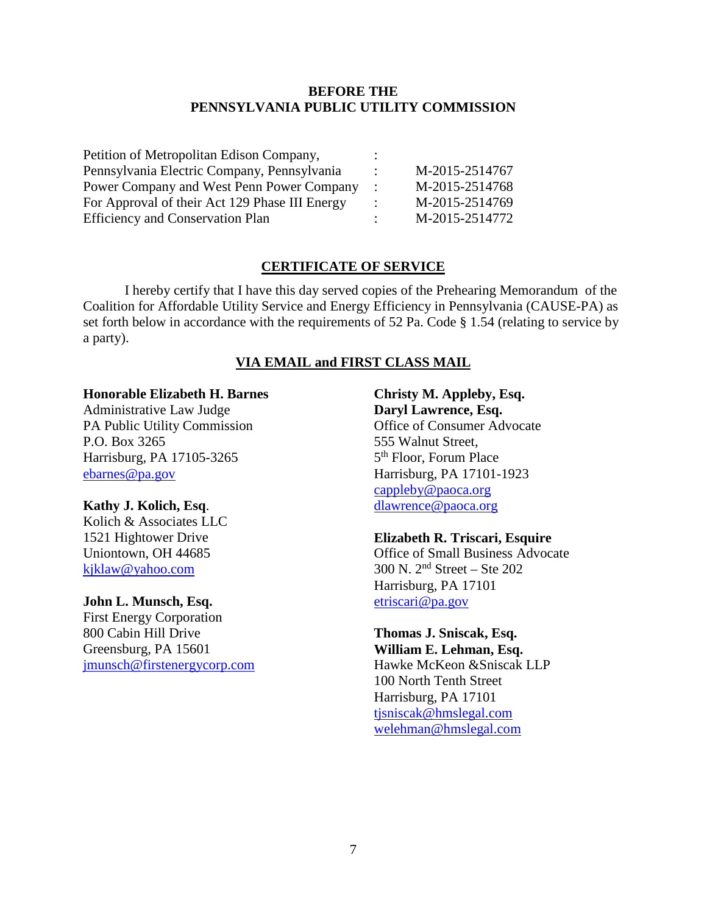**BEFORE THE**
**PENNSYLVANIA PUBLIC UTILITY COMMISSION**

| | | |
|---|---|---|
| Petition of Metropolitan Edison Company, | : | |
| Pennsylvania Electric Company, Pennsylvania | : | M-2015-2514767 |
| Power Company and West Penn Power Company | : | M-2015-2514768 |
| For Approval of their Act 129 Phase III Energy | : | M-2015-2514769 |
| Efficiency and Conservation Plan | : | M-2015-2514772 |

## CERTIFICATE OF SERVICE

I hereby certify that I have this day served copies of the Prehearing Memorandum of the Coalition for Affordable Utility Service and Energy Efficiency in Pennsylvania (CAUSE-PA) as set forth below in accordance with the requirements of 52 Pa. Code § 1.54 (relating to service by a party).

### VIA EMAIL and FIRST CLASS MAIL

**Honorable Elizabeth H. Barnes**
Administrative Law Judge
PA Public Utility Commission
P.O. Box 3265
Harrisburg, PA 17105-3265
ebarnes@pa.gov

**Kathy J. Kolich, Esq.**
Kolich & Associates LLC
1521 Hightower Drive
Uniontown, OH 44685
kjklaw@yahoo.com

**John L. Munsch, Esq.**
First Energy Corporation
800 Cabin Hill Drive
Greensburg, PA 15601
jmunsch@firstenergycorp.com

**Christy M. Appleby, Esq.**
**Daryl Lawrence, Esq.**
Office of Consumer Advocate
555 Walnut Street,
5th Floor, Forum Place
Harrisburg, PA 17101-1923
cappleby@paoca.org
dlawrence@paoca.org

**Elizabeth R. Triscari, Esquire**
Office of Small Business Advocate
300 N. 2nd Street – Ste 202
Harrisburg, PA 17101
etriscari@pa.gov

**Thomas J. Sniscak, Esq.**
**William E. Lehman, Esq.**
Hawke McKeon &Sniscak LLP
100 North Tenth Street
Harrisburg, PA 17101
tjsniscak@hmslegal.com
welehman@hmslegal.com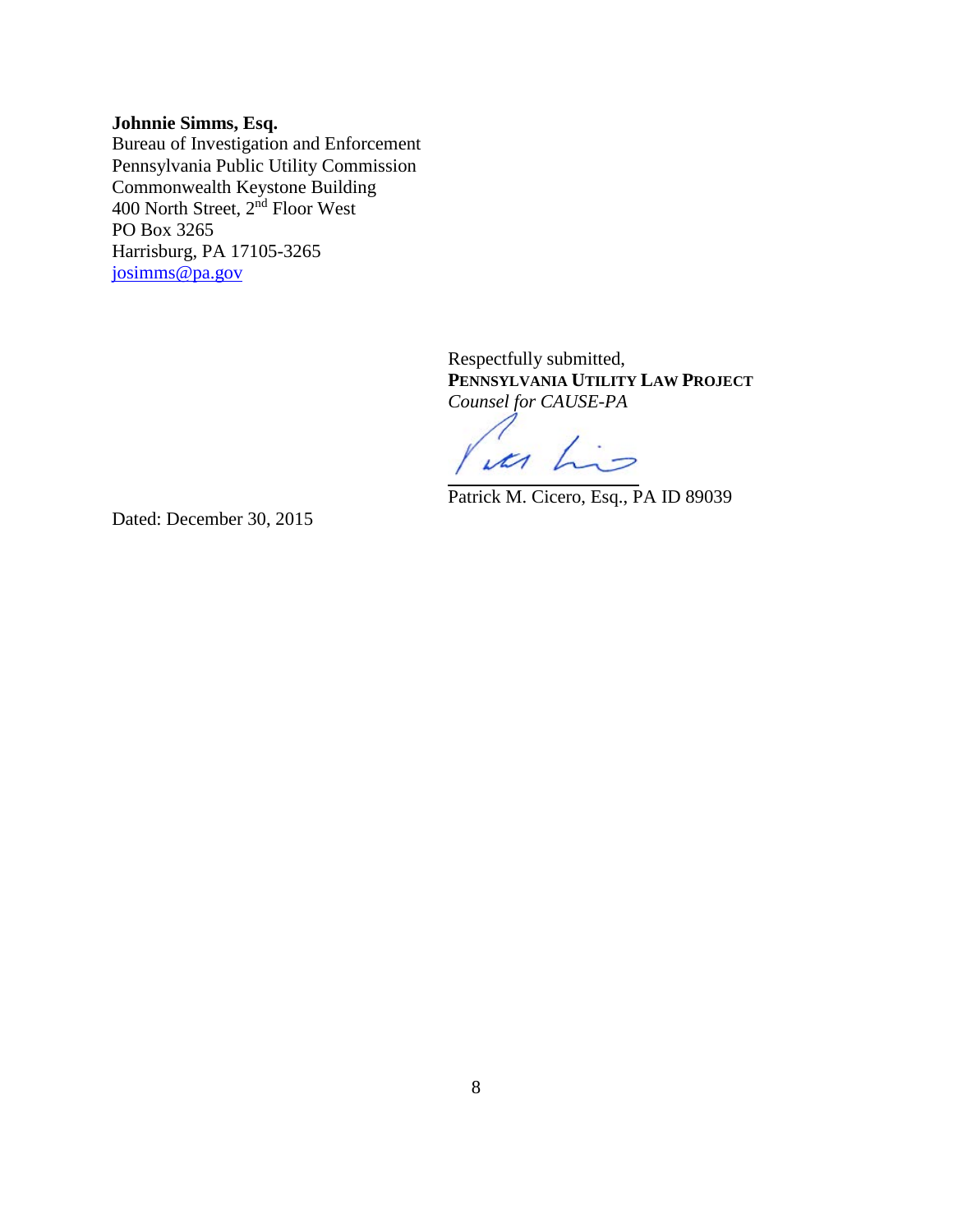**Johnnie Simms, Esq.**
Bureau of Investigation and Enforcement
Pennsylvania Public Utility Commission
Commonwealth Keystone Building
400 North Street, 2nd Floor West
PO Box 3265
Harrisburg, PA 17105-3265
[josimms@pa.gov](mailto:josimms@pa.gov)

Respectfully submitted,
**PENNSYLVANIA UTILITY LAW PROJECT**
*Counsel for CAUSE-PA*

______________________
Patrick M. Cicero, Esq., PA ID 89039

Dated: December 30, 2015